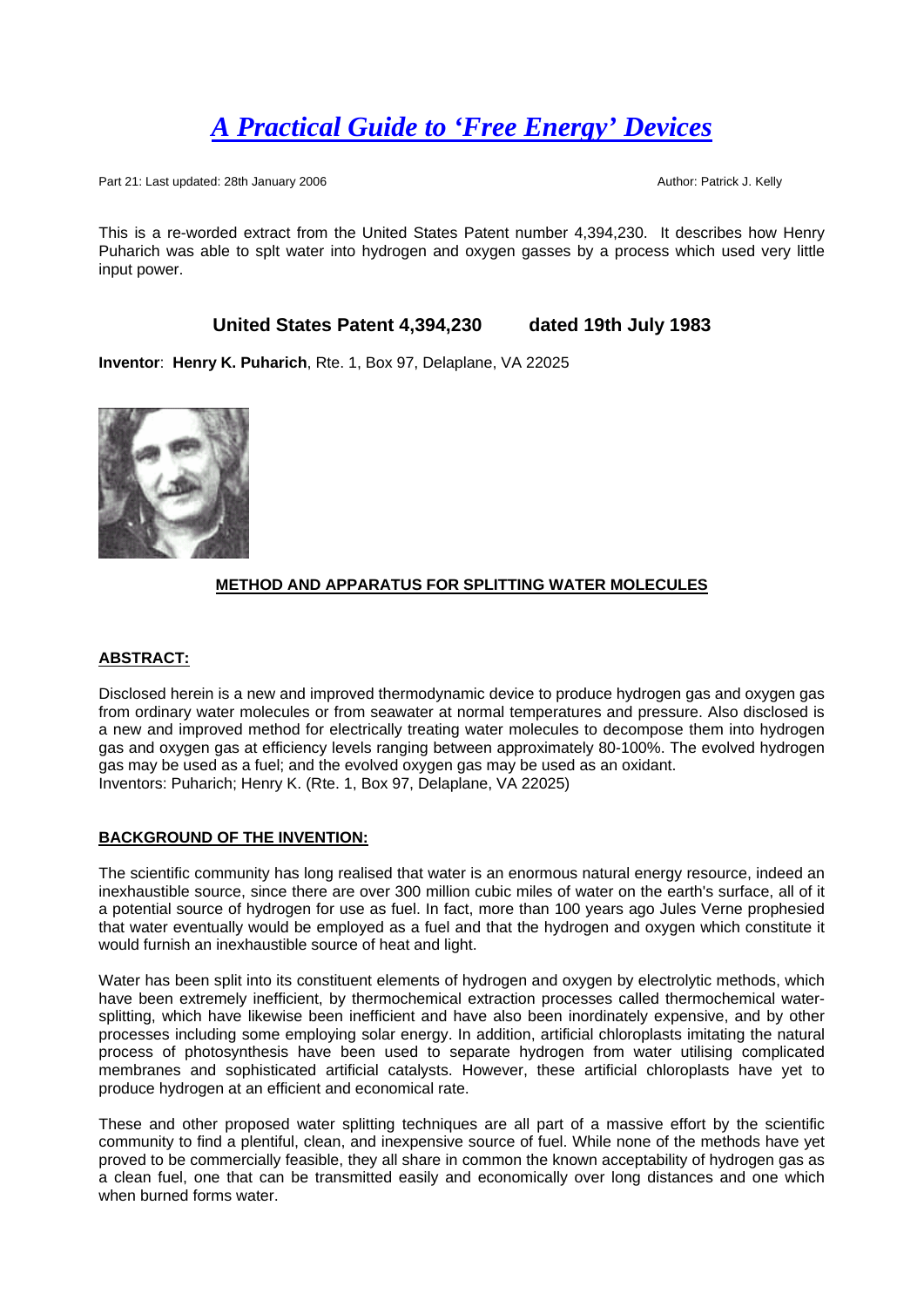# *A Practical Guide to 'Free Energy' Devices*

Part 21: Last updated: 28th January 2006

Author: Patrick J. Kelly

This is a re-worded extract from the United States Patent number 4,394,230. It describes how Henry Puharich was able to splt water into hydrogen and oxygen gasses by a process which used very little input power.

## United States Patent 4,394,230 dated 19th July 1983

**Inventor**: **Henry K. Puharich**, Rte. 1, Box 97, Delaplane, VA 22025

### METHOD AND APPARATUS FOR SPLITTING WATER MOLECULES

#### ABSTRACT:

Disclosed herein is a new and improved thermodynamic device to produce hydrogen gas and oxygen gas from ordinary water molecules or from seawater at normal temperatures and pressure. Also disclosed is a new and improved method for electrically treating water molecules to decompose them into hydrogen gas and oxygen gas at efficiency levels ranging between approximately 80-100%. The evolved hydrogen gas may be used as a fuel; and the evolved oxygen gas may be used as an oxidant.
Inventors: Puharich; Henry K. (Rte. 1, Box 97, Delaplane, VA 22025)

#### BACKGROUND OF THE INVENTION:

The scientific community has long realised that water is an enormous natural energy resource, indeed an inexhaustible source, since there are over 300 million cubic miles of water on the earth's surface, all of it a potential source of hydrogen for use as fuel. In fact, more than 100 years ago Jules Verne prophesied that water eventually would be employed as a fuel and that the hydrogen and oxygen which constitute it would furnish an inexhaustible source of heat and light.

Water has been split into its constituent elements of hydrogen and oxygen by electrolytic methods, which have been extremely inefficient, by thermochemical extraction processes called thermochemical water-splitting, which have likewise been inefficient and have also been inordinately expensive, and by other processes including some employing solar energy. In addition, artificial chloroplasts imitating the natural process of photosynthesis have been used to separate hydrogen from water utilising complicated membranes and sophisticated artificial catalysts. However, these artificial chloroplasts have yet to produce hydrogen at an efficient and economical rate.

These and other proposed water splitting techniques are all part of a massive effort by the scientific community to find a plentiful, clean, and inexpensive source of fuel. While none of the methods have yet proved to be commercially feasible, they all share in common the known acceptability of hydrogen gas as a clean fuel, one that can be transmitted easily and economically over long distances and one which when burned forms water.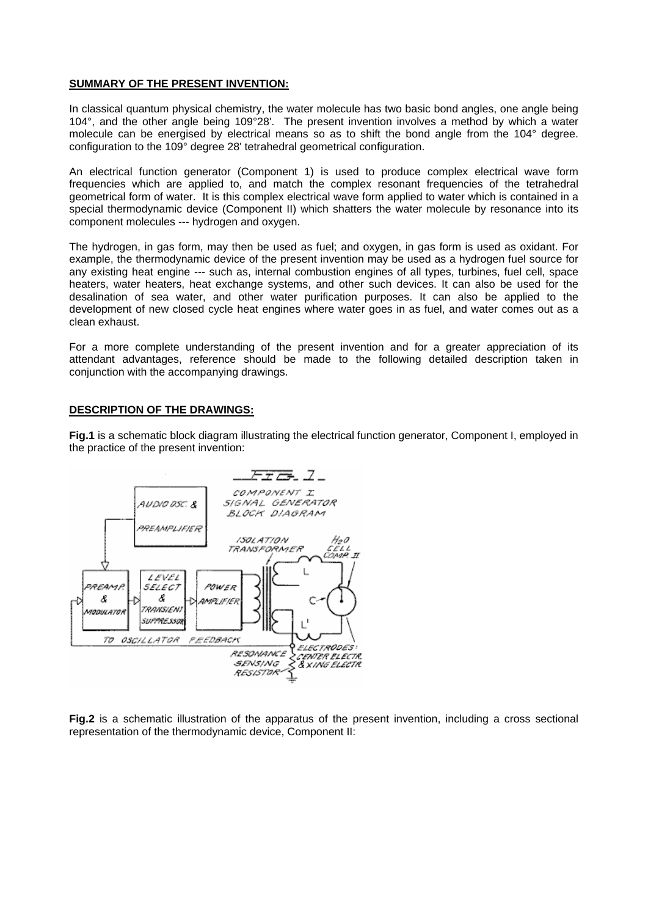**SUMMARY OF THE PRESENT INVENTION:**

In classical quantum physical chemistry, the water molecule has two basic bond angles, one angle being 104°, and the other angle being 109°28'. The present invention involves a method by which a water molecule can be energised by electrical means so as to shift the bond angle from the 104° degree. configuration to the 109° degree 28' tetrahedral geometrical configuration.

An electrical function generator (Component 1) is used to produce complex electrical wave form frequencies which are applied to, and match the complex resonant frequencies of the tetrahedral geometrical form of water. It is this complex electrical wave form applied to water which is contained in a special thermodynamic device (Component II) which shatters the water molecule by resonance into its component molecules --- hydrogen and oxygen.

The hydrogen, in gas form, may then be used as fuel; and oxygen, in gas form is used as oxidant. For example, the thermodynamic device of the present invention may be used as a hydrogen fuel source for any existing heat engine --- such as, internal combustion engines of all types, turbines, fuel cell, space heaters, water heaters, heat exchange systems, and other such devices. It can also be used for the desalination of sea water, and other water purification purposes. It can also be applied to the development of new closed cycle heat engines where water goes in as fuel, and water comes out as a clean exhaust.

For a more complete understanding of the present invention and for a greater appreciation of its attendant advantages, reference should be made to the following detailed description taken in conjunction with the accompanying drawings.

**DESCRIPTION OF THE DRAWINGS:**

**Fig.1** is a schematic block diagram illustrating the electrical function generator, Component I, employed in the practice of the present invention:

**Fig.2** is a schematic illustration of the apparatus of the present invention, including a cross sectional representation of the thermodynamic device, Component II: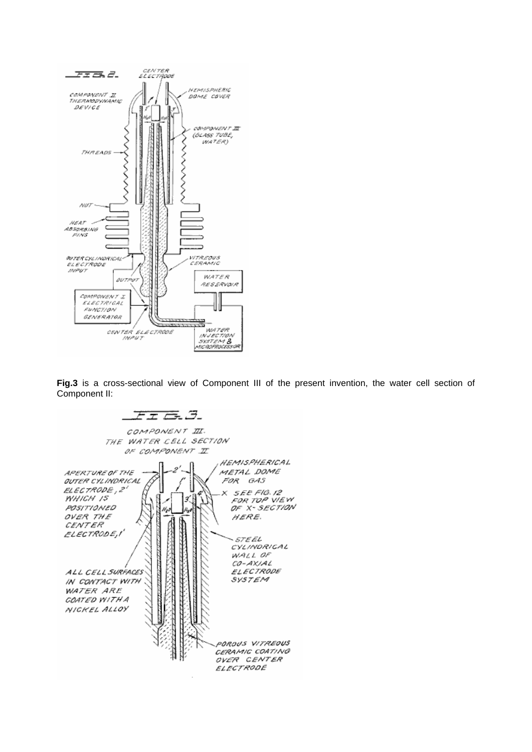**Fig.3** is a cross-sectional view of Component III of the present invention, the water cell section of Component II: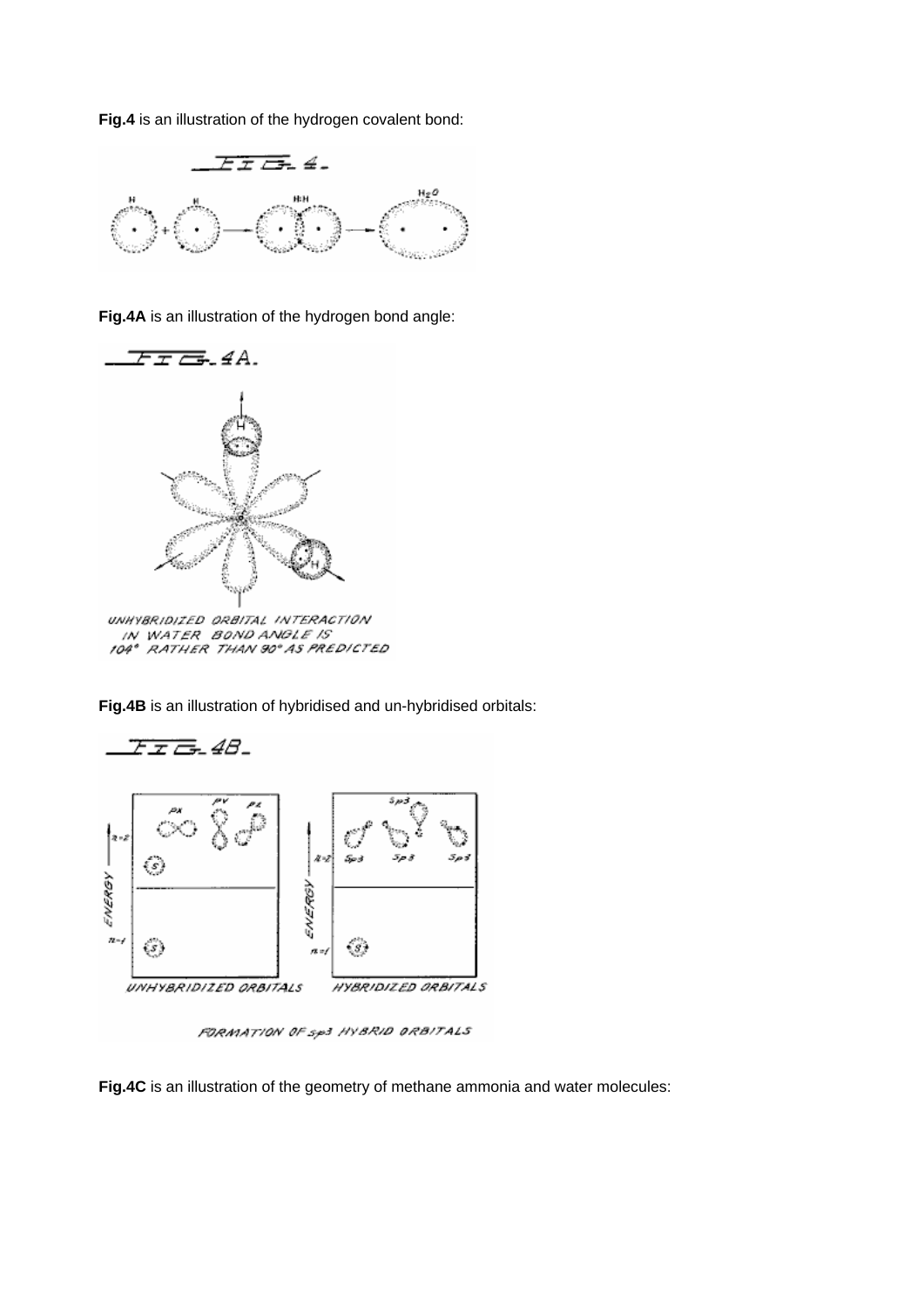**Fig.4** is an illustration of the hydrogen covalent bond:

**Fig.4A** is an illustration of the hydrogen bond angle:

**Fig.4B** is an illustration of hybridised and un-hybridised orbitals:

**Fig.4C** is an illustration of the geometry of methane ammonia and water molecules: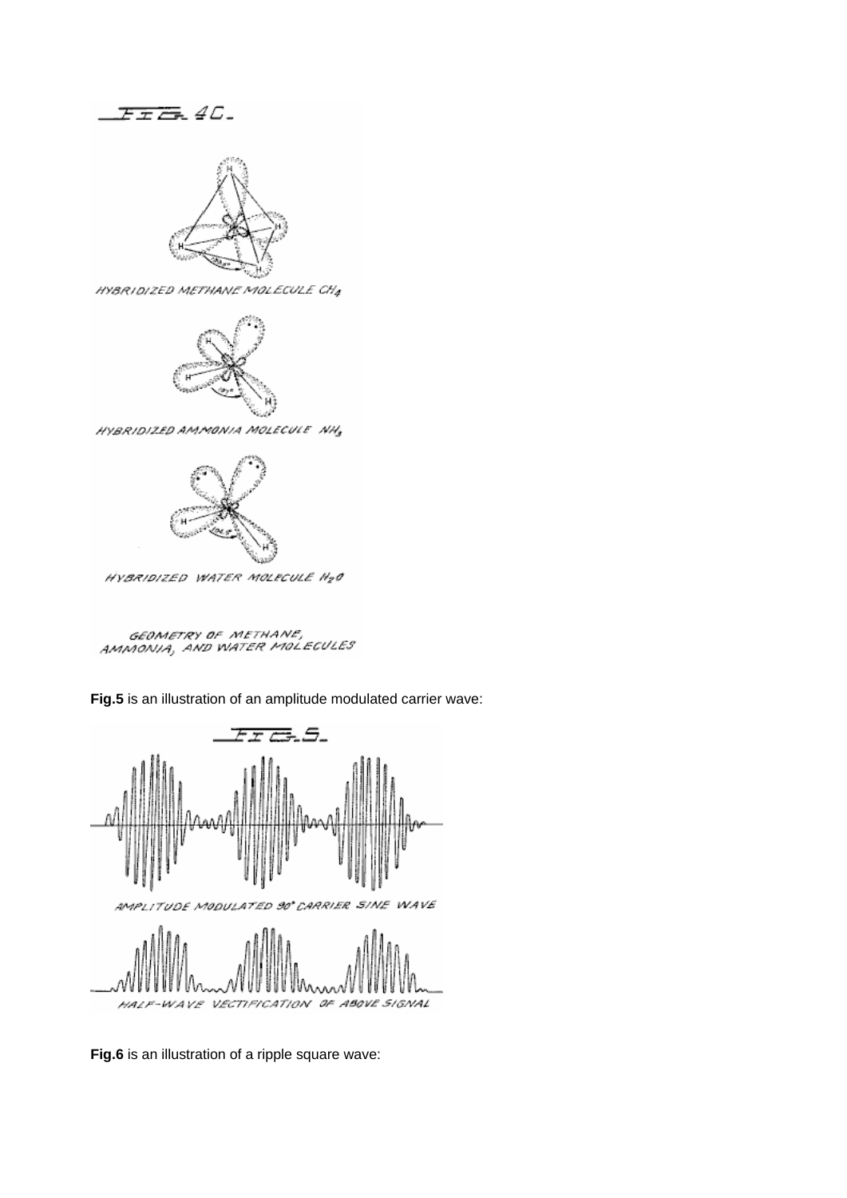FIG. 4C.

HYBRIDIZED METHANE MOLECULE $CH_4$

HYBRIDIZED AMMONIA MOLECULE $NH_3$

HYBRIDIZED WATER MOLECULE $H_2O$

GEOMETRY OF METHANE, AMMONIA, AND WATER MOLECULES

**Fig.5** is an illustration of an amplitude modulated carrier wave:

FIG. 5.

AMPLITUDE MODULATED 90° CARRIER SINE WAVE

HALF-WAVE VECTIFICATION OF ABOVE SIGNAL

**Fig.6** is an illustration of a ripple square wave: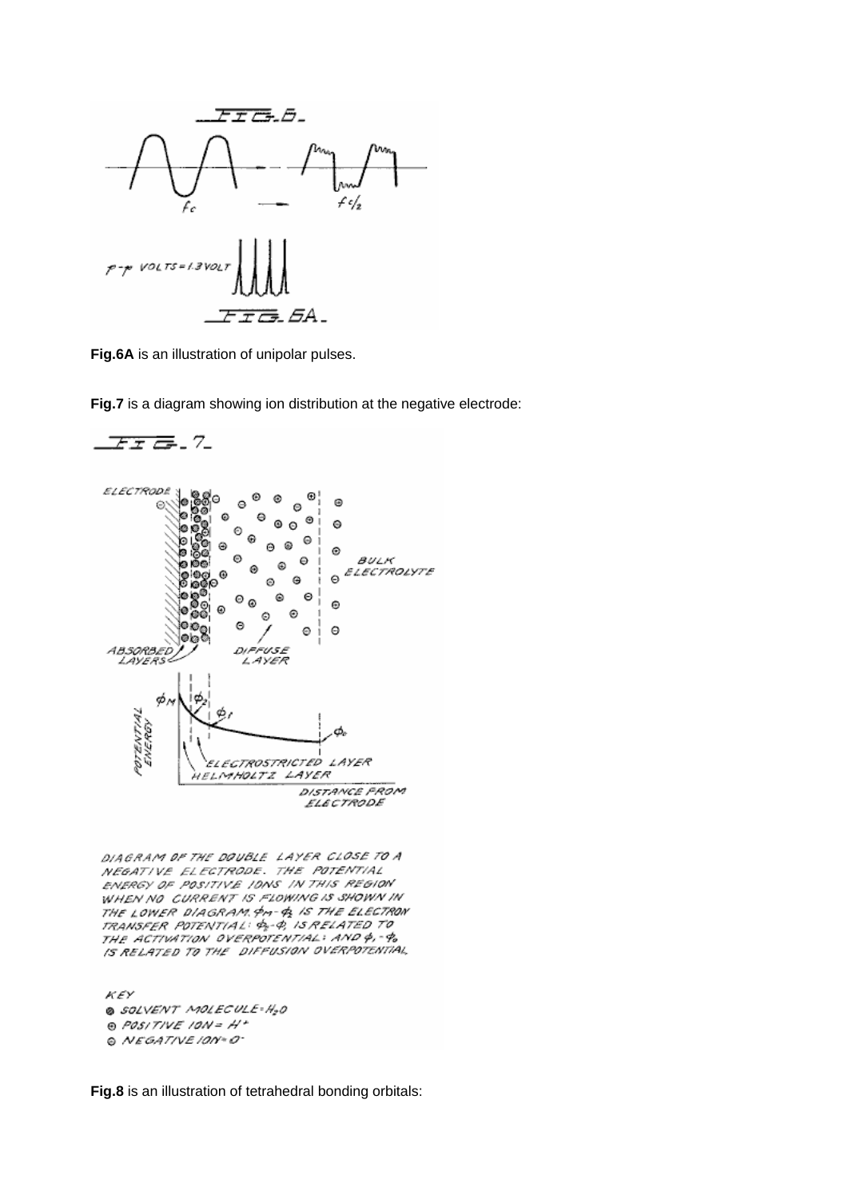**Fig.6A** is an illustration of unipolar pulses.

**Fig.7** is a diagram showing ion distribution at the negative electrode:

**Fig.8** is an illustration of tetrahedral bonding orbitals: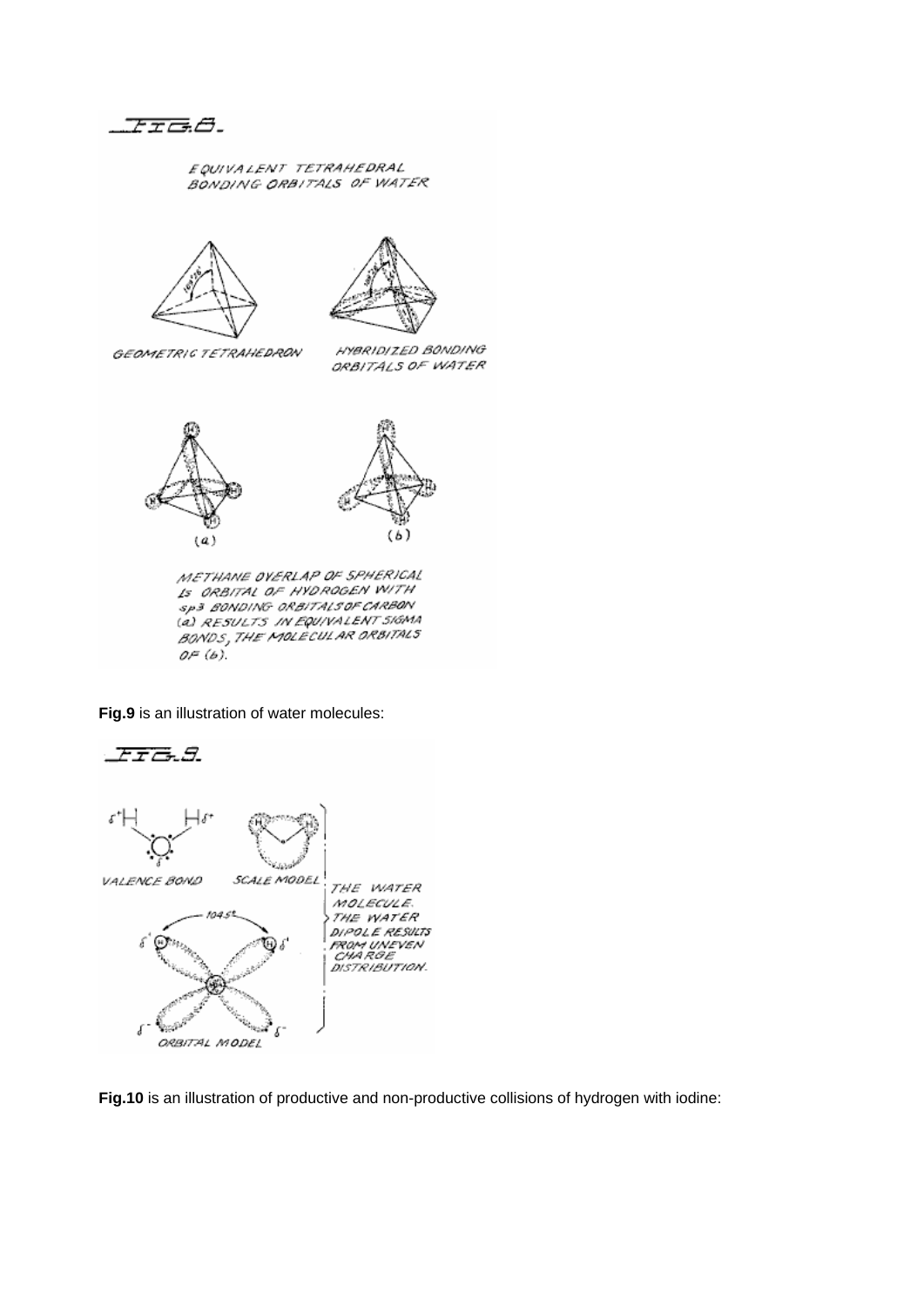**Fig.9** is an illustration of water molecules:

**Fig.10** is an illustration of productive and non-productive collisions of hydrogen with iodine: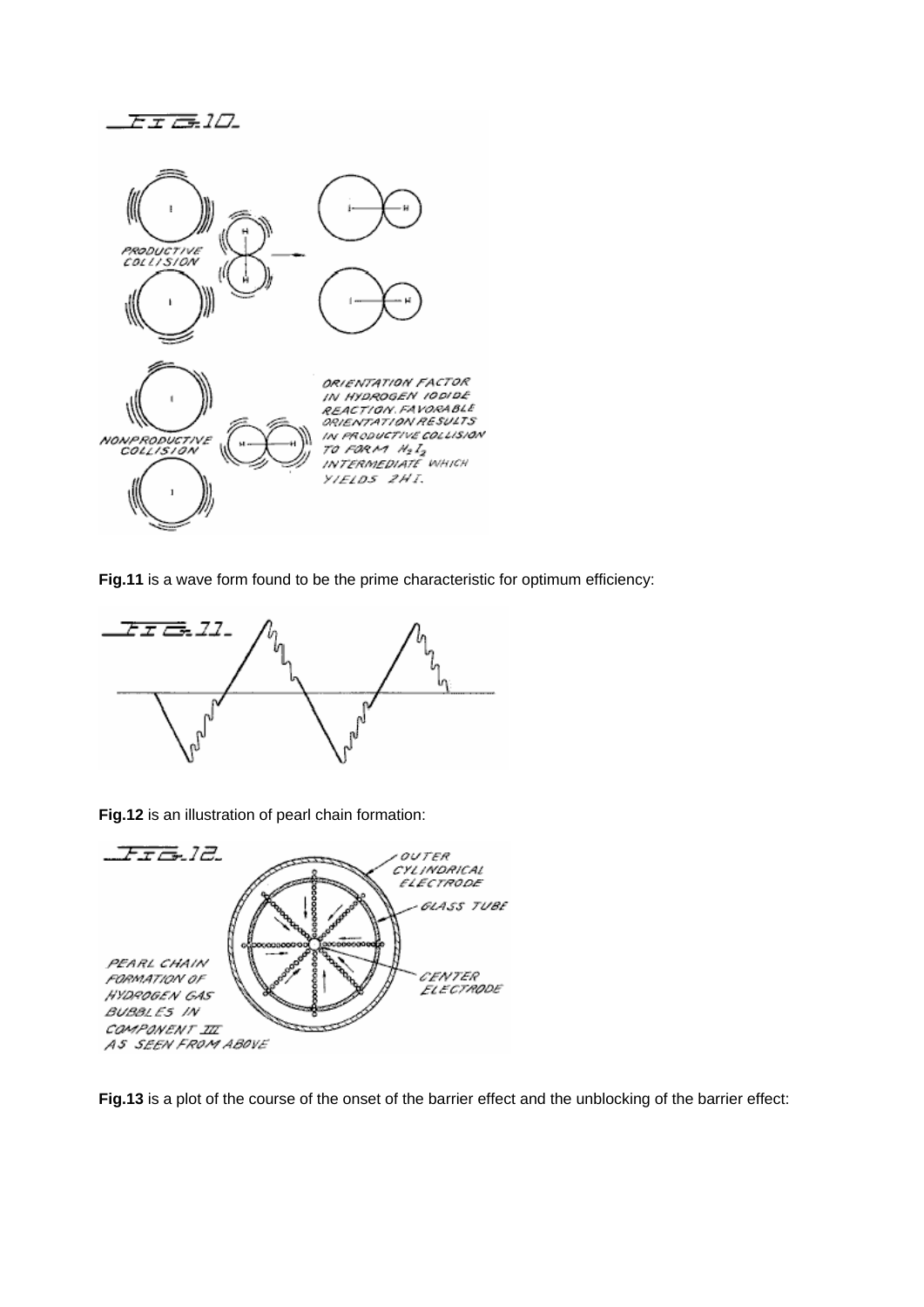**Fig.11** is a wave form found to be the prime characteristic for optimum efficiency:

**Fig.12** is an illustration of pearl chain formation:

**Fig.13** is a plot of the course of the onset of the barrier effect and the unblocking of the barrier effect: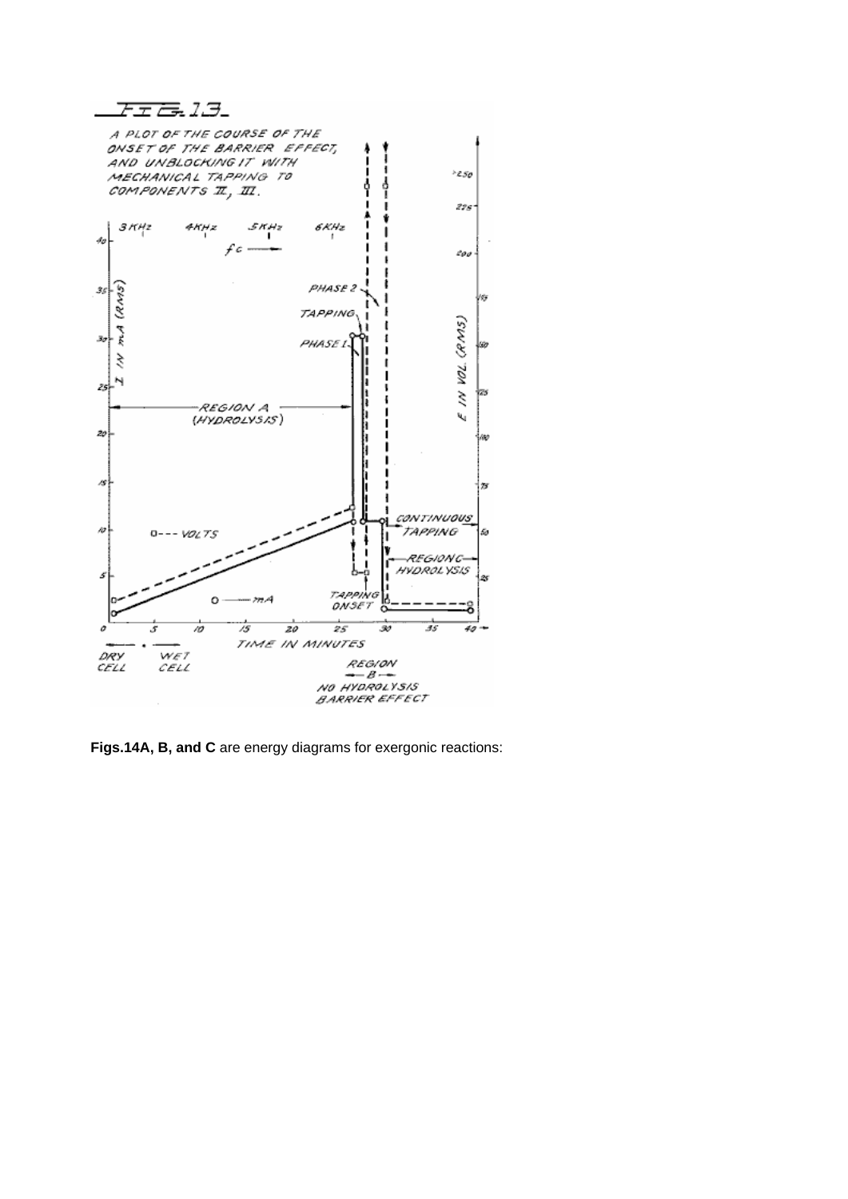FIG. 13.

A PLOT OF THE COURSE OF THE ONSET OF THE BARRIER EFFECT, AND UNBLOCKING IT WITH MECHANICAL TAPPING TO COMPONENTS II, III.

**Figs.14A, B, and C** are energy diagrams for exergonic reactions: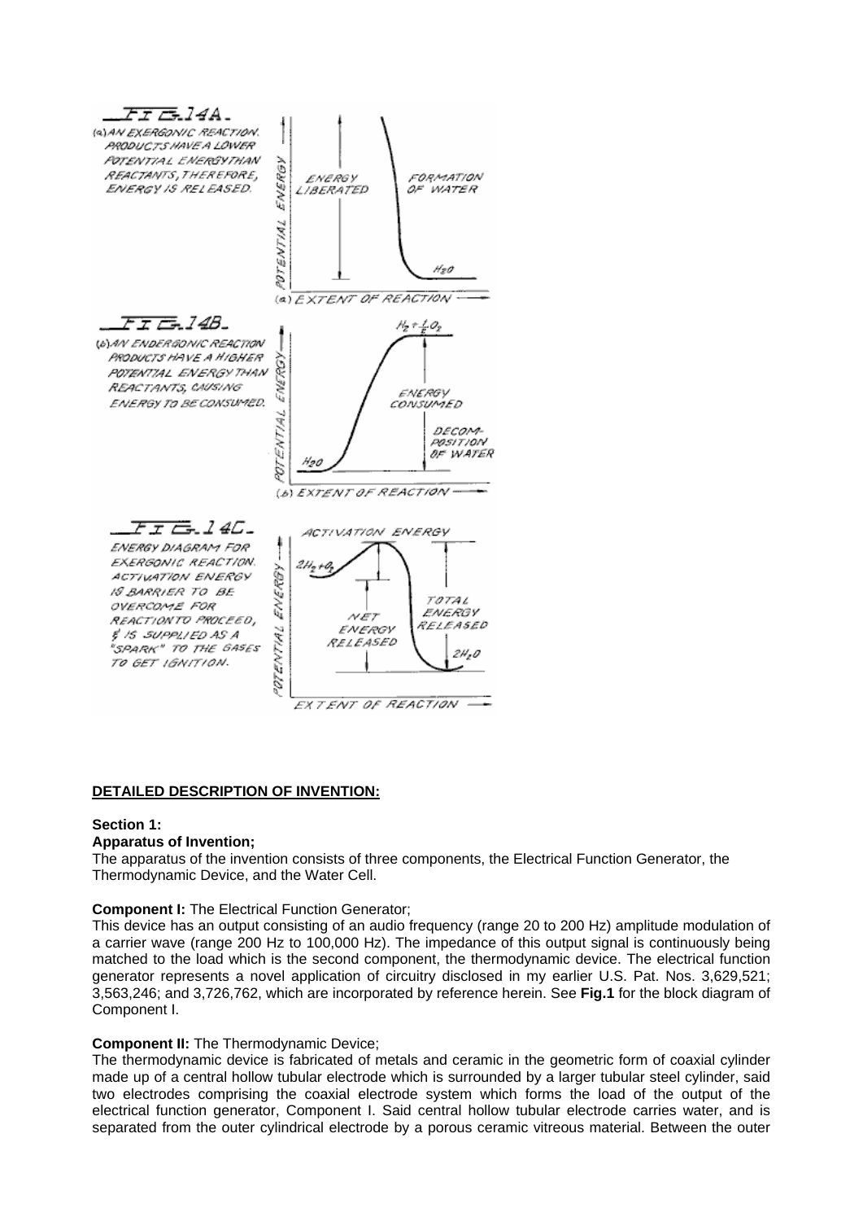FIG. 14A.

(a) AN EXERGONIC REACTION. PRODUCTS HAVE A LOWER POTENTIAL ENERGY THAN REACTANTS, THEREFORE, ENERGY IS RELEASED.

FIG. 14B.

(b) AN ENDERGONIC REACTION PRODUCTS HAVE A HIGHER POTENTIAL ENERGY THAN REACTANTS, CAUSING ENERGY TO BE CONSUMED.

FIG. 14C.

ENERGY DIAGRAM FOR EXERGONIC REACTION. ACTIVATION ENERGY IS BARRIER TO BE OVERCOME FOR REACTION TO PROCEED, & IS SUPPLIED AS A "SPARK" TO THE GASES TO GET IGNITION.

**DETAILED DESCRIPTION OF INVENTION:**

**Section 1:**

**Apparatus of Invention;**

The apparatus of the invention consists of three components, the Electrical Function Generator, the Thermodynamic Device, and the Water Cell.

**Component I:** The Electrical Function Generator;

This device has an output consisting of an audio frequency (range 20 to 200 Hz) amplitude modulation of a carrier wave (range 200 Hz to 100,000 Hz). The impedance of this output signal is continuously being matched to the load which is the second component, the thermodynamic device. The electrical function generator represents a novel application of circuitry disclosed in my earlier U.S. Pat. Nos. 3,629,521; 3,563,246; and 3,726,762, which are incorporated by reference herein. See **Fig.1** for the block diagram of Component I.

**Component II:** The Thermodynamic Device;

The thermodynamic device is fabricated of metals and ceramic in the geometric form of coaxial cylinder made up of a central hollow tubular electrode which is surrounded by a larger tubular steel cylinder, said two electrodes comprising the coaxial electrode system which forms the load of the output of the electrical function generator, Component I. Said central hollow tubular electrode carries water, and is separated from the outer cylindrical electrode by a porous ceramic vitreous material. Between the outer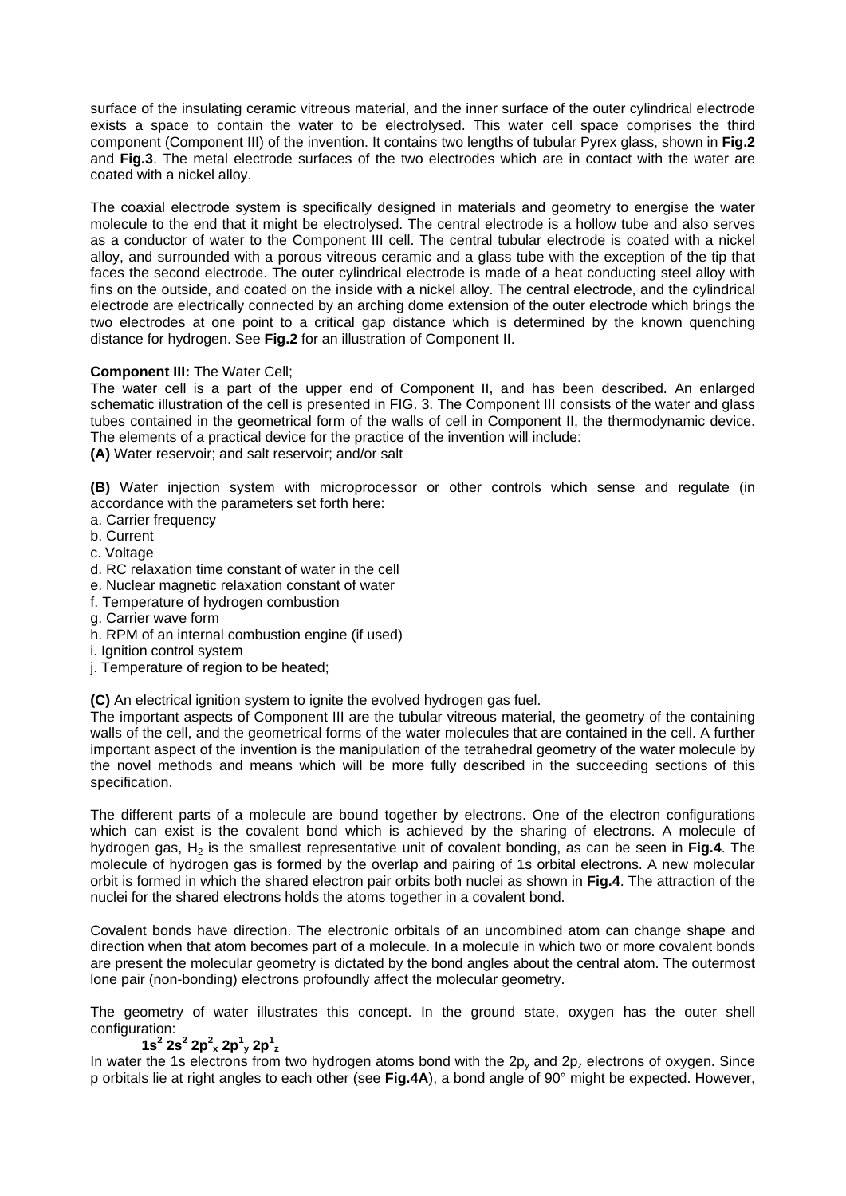surface of the insulating ceramic vitreous material, and the inner surface of the outer cylindrical electrode exists a space to contain the water to be electrolysed. This water cell space comprises the third component (Component III) of the invention. It contains two lengths of tubular Pyrex glass, shown in **Fig.2** and **Fig.3**. The metal electrode surfaces of the two electrodes which are in contact with the water are coated with a nickel alloy.

The coaxial electrode system is specifically designed in materials and geometry to energise the water molecule to the end that it might be electrolysed. The central electrode is a hollow tube and also serves as a conductor of water to the Component III cell. The central tubular electrode is coated with a nickel alloy, and surrounded with a porous vitreous ceramic and a glass tube with the exception of the tip that faces the second electrode. The outer cylindrical electrode is made of a heat conducting steel alloy with fins on the outside, and coated on the inside with a nickel alloy. The central electrode, and the cylindrical electrode are electrically connected by an arching dome extension of the outer electrode which brings the two electrodes at one point to a critical gap distance which is determined by the known quenching distance for hydrogen. See **Fig.2** for an illustration of Component II.

**Component III:** The Water Cell;

The water cell is a part of the upper end of Component II, and has been described. An enlarged schematic illustration of the cell is presented in FIG. 3. The Component III consists of the water and glass tubes contained in the geometrical form of the walls of cell in Component II, the thermodynamic device. The elements of a practical device for the practice of the invention will include:

**(A)** Water reservoir; and salt reservoir; and/or salt

**(B)** Water injection system with microprocessor or other controls which sense and regulate (in accordance with the parameters set forth here:

a. Carrier frequency
b. Current
c. Voltage
d. RC relaxation time constant of water in the cell
e. Nuclear magnetic relaxation constant of water
f. Temperature of hydrogen combustion
g. Carrier wave form
h. RPM of an internal combustion engine (if used)
i. Ignition control system
j. Temperature of region to be heated;

**(C)** An electrical ignition system to ignite the evolved hydrogen gas fuel.

The important aspects of Component III are the tubular vitreous material, the geometry of the containing walls of the cell, and the geometrical forms of the water molecules that are contained in the cell. A further important aspect of the invention is the manipulation of the tetrahedral geometry of the water molecule by the novel methods and means which will be more fully described in the succeeding sections of this specification.

The different parts of a molecule are bound together by electrons. One of the electron configurations which can exist is the covalent bond which is achieved by the sharing of electrons. A molecule of hydrogen gas, $H_2$ is the smallest representative unit of covalent bonding, as can be seen in **Fig.4**. The molecule of hydrogen gas is formed by the overlap and pairing of 1s orbital electrons. A new molecular orbit is formed in which the shared electron pair orbits both nuclei as shown in **Fig.4**. The attraction of the nuclei for the shared electrons holds the atoms together in a covalent bond.

Covalent bonds have direction. The electronic orbitals of an uncombined atom can change shape and direction when that atom becomes part of a molecule. In a molecule in which two or more covalent bonds are present the molecular geometry is dictated by the bond angles about the central atom. The outermost lone pair (non-bonding) electrons profoundly affect the molecular geometry.

The geometry of water illustrates this concept. In the ground state, oxygen has the outer shell configuration:

$$1s^2\ 2s^2\ 2p^2_x\ 2p^1_y\ 2p^1_z$$

In water the 1s electrons from two hydrogen atoms bond with the $2p_y$ and $2p_z$ electrons of oxygen. Since p orbitals lie at right angles to each other (see **Fig.4A**), a bond angle of 90° might be expected. However,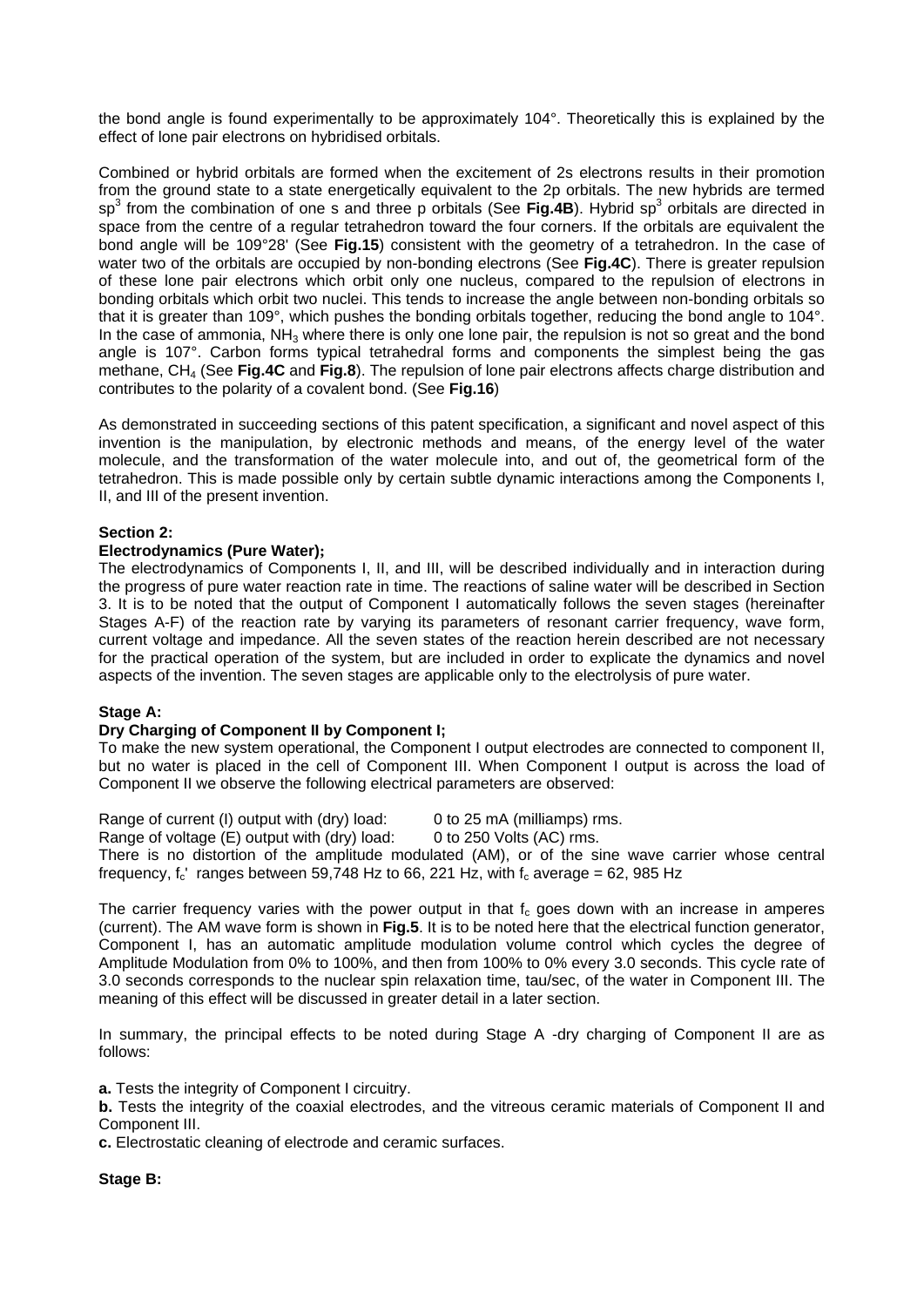the bond angle is found experimentally to be approximately 104°. Theoretically this is explained by the effect of lone pair electrons on hybridised orbitals.

Combined or hybrid orbitals are formed when the excitement of 2s electrons results in their promotion from the ground state to a state energetically equivalent to the 2p orbitals. The new hybrids are termed $sp^3$ from the combination of one s and three p orbitals (See **Fig.4B**). Hybrid $sp^3$ orbitals are directed in space from the centre of a regular tetrahedron toward the four corners. If the orbitals are equivalent the bond angle will be 109°28' (See **Fig.15**) consistent with the geometry of a tetrahedron. In the case of water two of the orbitals are occupied by non-bonding electrons (See **Fig.4C**). There is greater repulsion of these lone pair electrons which orbit only one nucleus, compared to the repulsion of electrons in bonding orbitals which orbit two nuclei. This tends to increase the angle between non-bonding orbitals so that it is greater than 109°, which pushes the bonding orbitals together, reducing the bond angle to 104°. In the case of ammonia, $NH_3$ where there is only one lone pair, the repulsion is not so great and the bond angle is 107°. Carbon forms typical tetrahedral forms and components the simplest being the gas methane, $CH_4$ (See **Fig.4C** and **Fig.8**). The repulsion of lone pair electrons affects charge distribution and contributes to the polarity of a covalent bond. (See **Fig.16**)

As demonstrated in succeeding sections of this patent specification, a significant and novel aspect of this invention is the manipulation, by electronic methods and means, of the energy level of the water molecule, and the transformation of the water molecule into, and out of, the geometrical form of the tetrahedron. This is made possible only by certain subtle dynamic interactions among the Components I, II, and III of the present invention.

**Section 2:**

**Electrodynamics (Pure Water);**

The electrodynamics of Components I, II, and III, will be described individually and in interaction during the progress of pure water reaction rate in time. The reactions of saline water will be described in Section 3. It is to be noted that the output of Component I automatically follows the seven stages (hereinafter Stages A-F) of the reaction rate by varying its parameters of resonant carrier frequency, wave form, current voltage and impedance. All the seven states of the reaction herein described are not necessary for the practical operation of the system, but are included in order to explicate the dynamics and novel aspects of the invention. The seven stages are applicable only to the electrolysis of pure water.

**Stage A:**

**Dry Charging of Component II by Component I;**

To make the new system operational, the Component I output electrodes are connected to component II, but no water is placed in the cell of Component III. When Component I output is across the load of Component II we observe the following electrical parameters are observed:

Range of current (I) output with (dry) load: 0 to 25 mA (milliamps) rms.
Range of voltage (E) output with (dry) load: 0 to 250 Volts (AC) rms.
There is no distortion of the amplitude modulated (AM), or of the sine wave carrier whose central frequency, $f_c$' ranges between 59,748 Hz to 66, 221 Hz, with $f_c$ average = 62, 985 Hz

The carrier frequency varies with the power output in that $f_c$ goes down with an increase in amperes (current). The AM wave form is shown in **Fig.5**. It is to be noted here that the electrical function generator, Component I, has an automatic amplitude modulation volume control which cycles the degree of Amplitude Modulation from 0% to 100%, and then from 100% to 0% every 3.0 seconds. This cycle rate of 3.0 seconds corresponds to the nuclear spin relaxation time, tau/sec, of the water in Component III. The meaning of this effect will be discussed in greater detail in a later section.

In summary, the principal effects to be noted during Stage A -dry charging of Component II are as follows:

**a.** Tests the integrity of Component I circuitry.
**b.** Tests the integrity of the coaxial electrodes, and the vitreous ceramic materials of Component II and Component III.
**c.** Electrostatic cleaning of electrode and ceramic surfaces.

**Stage B:**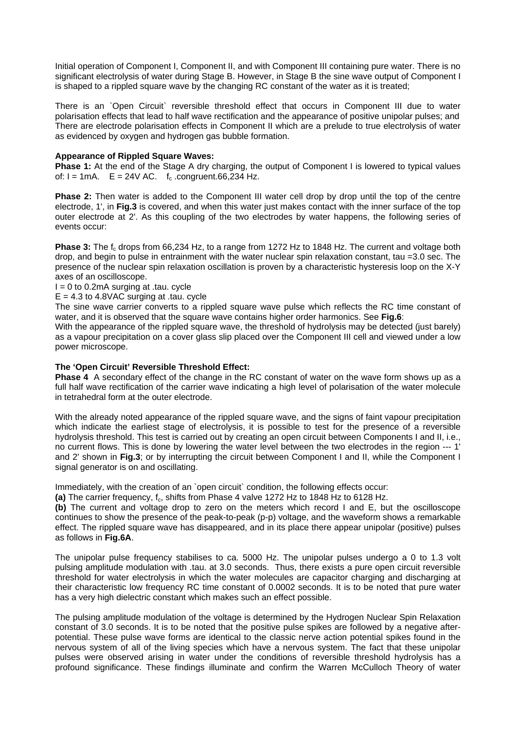Initial operation of Component I, Component II, and with Component III containing pure water. There is no significant electrolysis of water during Stage B. However, in Stage B the sine wave output of Component I is shaped to a rippled square wave by the changing RC constant of the water as it is treated;

There is an `Open Circuit` reversible threshold effect that occurs in Component III due to water polarisation effects that lead to half wave rectification and the appearance of positive unipolar pulses; and There are electrode polarisation effects in Component II which are a prelude to true electrolysis of water as evidenced by oxygen and hydrogen gas bubble formation.

**Appearance of Rippled Square Waves:**

**Phase 1:** At the end of the Stage A dry charging, the output of Component I is lowered to typical values of: I = 1mA.   E = 24V AC.   $f_c$ .congruent.66,234 Hz.

**Phase 2:** Then water is added to the Component III water cell drop by drop until the top of the centre electrode, 1', in **Fig.3** is covered, and when this water just makes contact with the inner surface of the top outer electrode at 2'. As this coupling of the two electrodes by water happens, the following series of events occur:

**Phase 3:** The $f_c$ drops from 66,234 Hz, to a range from 1272 Hz to 1848 Hz. The current and voltage both drop, and begin to pulse in entrainment with the water nuclear spin relaxation constant, tau =3.0 sec. The presence of the nuclear spin relaxation oscillation is proven by a characteristic hysteresis loop on the X-Y axes of an oscilloscope.

I = 0 to 0.2mA surging at .tau. cycle

E = 4.3 to 4.8VAC surging at .tau. cycle

The sine wave carrier converts to a rippled square wave pulse which reflects the RC time constant of water, and it is observed that the square wave contains higher order harmonics. See **Fig.6**:

With the appearance of the rippled square wave, the threshold of hydrolysis may be detected (just barely) as a vapour precipitation on a cover glass slip placed over the Component III cell and viewed under a low power microscope.

**The 'Open Circuit' Reversible Threshold Effect:**

**Phase 4** A secondary effect of the change in the RC constant of water on the wave form shows up as a full half wave rectification of the carrier wave indicating a high level of polarisation of the water molecule in tetrahedral form at the outer electrode.

With the already noted appearance of the rippled square wave, and the signs of faint vapour precipitation which indicate the earliest stage of electrolysis, it is possible to test for the presence of a reversible hydrolysis threshold. This test is carried out by creating an open circuit between Components I and II, i.e., no current flows. This is done by lowering the water level between the two electrodes in the region --- 1' and 2' shown in **Fig.3**; or by interrupting the circuit between Component I and II, while the Component I signal generator is on and oscillating.

Immediately, with the creation of an `open circuit` condition, the following effects occur:

**(a)** The carrier frequency, $f_c$, shifts from Phase 4 valve 1272 Hz to 1848 Hz to 6128 Hz.

**(b)** The current and voltage drop to zero on the meters which record I and E, but the oscilloscope continues to show the presence of the peak-to-peak (p-p) voltage, and the waveform shows a remarkable effect. The rippled square wave has disappeared, and in its place there appear unipolar (positive) pulses as follows in **Fig.6A**.

The unipolar pulse frequency stabilises to ca. 5000 Hz. The unipolar pulses undergo a 0 to 1.3 volt pulsing amplitude modulation with .tau. at 3.0 seconds. Thus, there exists a pure open circuit reversible threshold for water electrolysis in which the water molecules are capacitor charging and discharging at their characteristic low frequency RC time constant of 0.0002 seconds. It is to be noted that pure water has a very high dielectric constant which makes such an effect possible.

The pulsing amplitude modulation of the voltage is determined by the Hydrogen Nuclear Spin Relaxation constant of 3.0 seconds. It is to be noted that the positive pulse spikes are followed by a negative after-potential. These pulse wave forms are identical to the classic nerve action potential spikes found in the nervous system of all of the living species which have a nervous system. The fact that these unipolar pulses were observed arising in water under the conditions of reversible threshold hydrolysis has a profound significance. These findings illuminate and confirm the Warren McCulloch Theory of water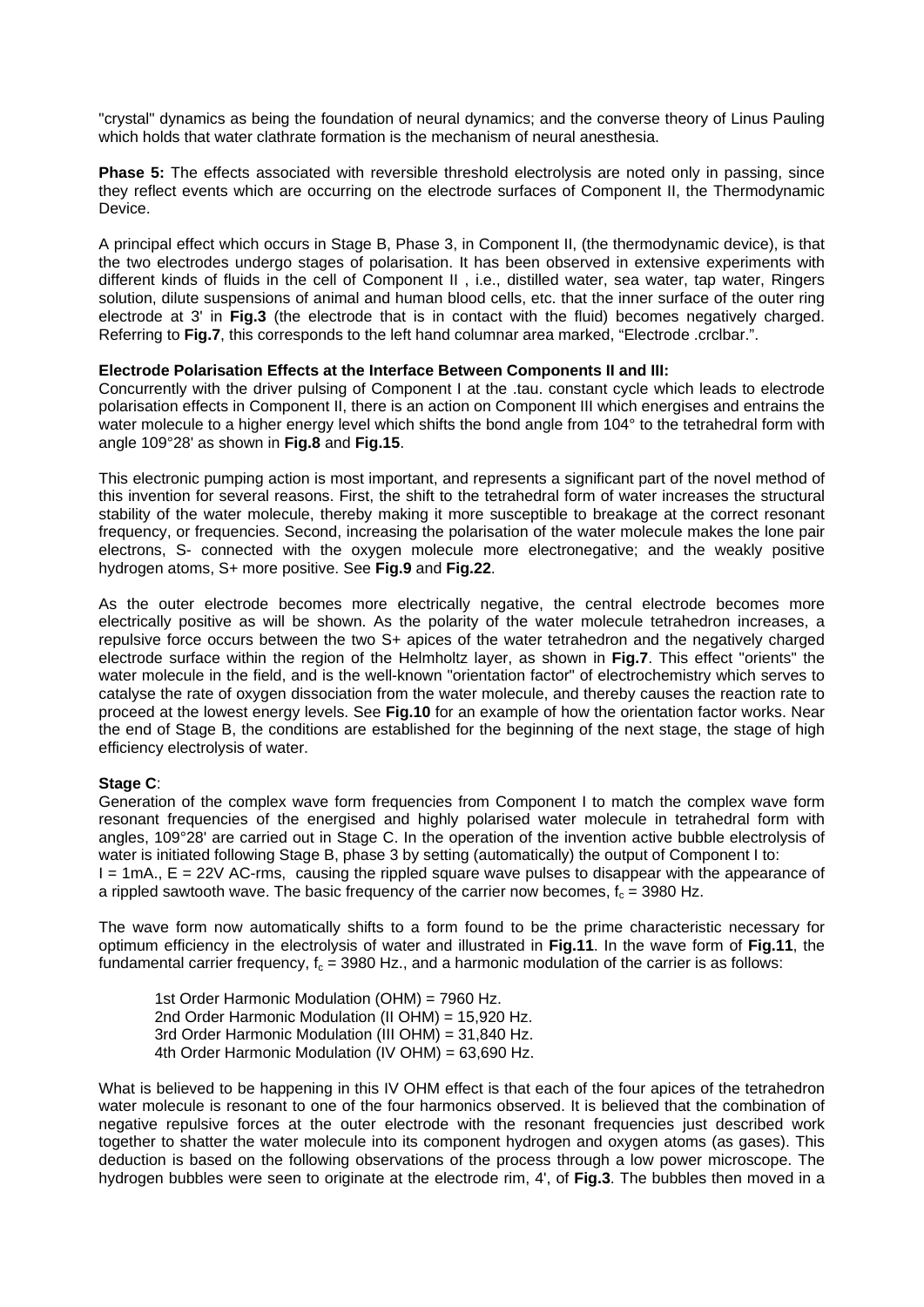"crystal" dynamics as being the foundation of neural dynamics; and the converse theory of Linus Pauling which holds that water clathrate formation is the mechanism of neural anesthesia.

**Phase 5:** The effects associated with reversible threshold electrolysis are noted only in passing, since they reflect events which are occurring on the electrode surfaces of Component II, the Thermodynamic Device.

A principal effect which occurs in Stage B, Phase 3, in Component II, (the thermodynamic device), is that the two electrodes undergo stages of polarisation. It has been observed in extensive experiments with different kinds of fluids in the cell of Component II , i.e., distilled water, sea water, tap water, Ringers solution, dilute suspensions of animal and human blood cells, etc. that the inner surface of the outer ring electrode at 3' in **Fig.3** (the electrode that is in contact with the fluid) becomes negatively charged. Referring to **Fig.7**, this corresponds to the left hand columnar area marked, "Electrode .crclbar.".

**Electrode Polarisation Effects at the Interface Between Components II and III:**
Concurrently with the driver pulsing of Component I at the .tau. constant cycle which leads to electrode polarisation effects in Component II, there is an action on Component III which energises and entrains the water molecule to a higher energy level which shifts the bond angle from 104° to the tetrahedral form with angle 109°28' as shown in **Fig.8** and **Fig.15**.

This electronic pumping action is most important, and represents a significant part of the novel method of this invention for several reasons. First, the shift to the tetrahedral form of water increases the structural stability of the water molecule, thereby making it more susceptible to breakage at the correct resonant frequency, or frequencies. Second, increasing the polarisation of the water molecule makes the lone pair electrons, S- connected with the oxygen molecule more electronegative; and the weakly positive hydrogen atoms, S+ more positive. See **Fig.9** and **Fig.22**.

As the outer electrode becomes more electrically negative, the central electrode becomes more electrically positive as will be shown. As the polarity of the water molecule tetrahedron increases, a repulsive force occurs between the two S+ apices of the water tetrahedron and the negatively charged electrode surface within the region of the Helmholtz layer, as shown in **Fig.7**. This effect "orients" the water molecule in the field, and is the well-known "orientation factor" of electrochemistry which serves to catalyse the rate of oxygen dissociation from the water molecule, and thereby causes the reaction rate to proceed at the lowest energy levels. See **Fig.10** for an example of how the orientation factor works. Near the end of Stage B, the conditions are established for the beginning of the next stage, the stage of high efficiency electrolysis of water.

**Stage C**:
Generation of the complex wave form frequencies from Component I to match the complex wave form resonant frequencies of the energised and highly polarised water molecule in tetrahedral form with angles, 109°28' are carried out in Stage C. In the operation of the invention active bubble electrolysis of water is initiated following Stage B, phase 3 by setting (automatically) the output of Component I to:
I = 1mA., E = 22V AC-rms, causing the rippled square wave pulses to disappear with the appearance of a rippled sawtooth wave. The basic frequency of the carrier now becomes, $f_c$ = 3980 Hz.

The wave form now automatically shifts to a form found to be the prime characteristic necessary for optimum efficiency in the electrolysis of water and illustrated in **Fig.11**. In the wave form of **Fig.11**, the fundamental carrier frequency, $f_c$ = 3980 Hz., and a harmonic modulation of the carrier is as follows:

1st Order Harmonic Modulation (OHM) = 7960 Hz.
2nd Order Harmonic Modulation (II OHM) = 15,920 Hz.
3rd Order Harmonic Modulation (III OHM) = 31,840 Hz.
4th Order Harmonic Modulation (IV OHM) = 63,690 Hz.

What is believed to be happening in this IV OHM effect is that each of the four apices of the tetrahedron water molecule is resonant to one of the four harmonics observed. It is believed that the combination of negative repulsive forces at the outer electrode with the resonant frequencies just described work together to shatter the water molecule into its component hydrogen and oxygen atoms (as gases). This deduction is based on the following observations of the process through a low power microscope. The hydrogen bubbles were seen to originate at the electrode rim, 4', of **Fig.3**. The bubbles then moved in a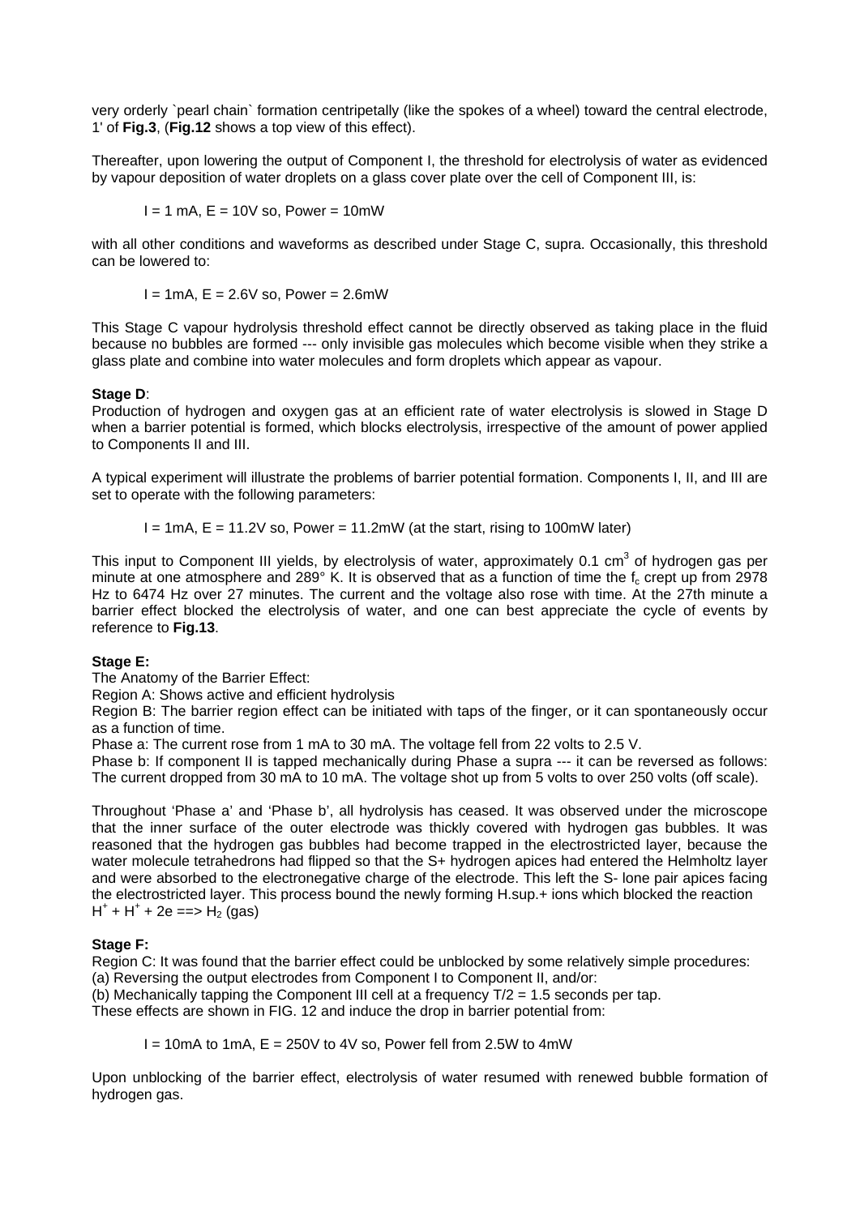very orderly `pearl chain` formation centripetally (like the spokes of a wheel) toward the central electrode, 1' of **Fig.3**, (**Fig.12** shows a top view of this effect).

Thereafter, upon lowering the output of Component I, the threshold for electrolysis of water as evidenced by vapour deposition of water droplets on a glass cover plate over the cell of Component III, is:

I = 1 mA, E = 10V so, Power = 10mW

with all other conditions and waveforms as described under Stage C, supra. Occasionally, this threshold can be lowered to:

I = 1mA, E = 2.6V so, Power = 2.6mW

This Stage C vapour hydrolysis threshold effect cannot be directly observed as taking place in the fluid because no bubbles are formed --- only invisible gas molecules which become visible when they strike a glass plate and combine into water molecules and form droplets which appear as vapour.

**Stage D**:
Production of hydrogen and oxygen gas at an efficient rate of water electrolysis is slowed in Stage D when a barrier potential is formed, which blocks electrolysis, irrespective of the amount of power applied to Components II and III.

A typical experiment will illustrate the problems of barrier potential formation. Components I, II, and III are set to operate with the following parameters:

I = 1mA, E = 11.2V so, Power = 11.2mW (at the start, rising to 100mW later)

This input to Component III yields, by electrolysis of water, approximately 0.1 $cm^3$ of hydrogen gas per minute at one atmosphere and 289° K. It is observed that as a function of time the $f_c$ crept up from 2978 Hz to 6474 Hz over 27 minutes. The current and the voltage also rose with time. At the 27th minute a barrier effect blocked the electrolysis of water, and one can best appreciate the cycle of events by reference to **Fig.13**.

**Stage E:**
The Anatomy of the Barrier Effect:
Region A: Shows active and efficient hydrolysis
Region B: The barrier region effect can be initiated with taps of the finger, or it can spontaneously occur as a function of time.
Phase a: The current rose from 1 mA to 30 mA. The voltage fell from 22 volts to 2.5 V.
Phase b: If component II is tapped mechanically during Phase a supra --- it can be reversed as follows: The current dropped from 30 mA to 10 mA. The voltage shot up from 5 volts to over 250 volts (off scale).

Throughout 'Phase a' and 'Phase b', all hydrolysis has ceased. It was observed under the microscope that the inner surface of the outer electrode was thickly covered with hydrogen gas bubbles. It was reasoned that the hydrogen gas bubbles had become trapped in the electrostricted layer, because the water molecule tetrahedrons had flipped so that the S+ hydrogen apices had entered the Helmholtz layer and were absorbed to the electronegative charge of the electrode. This left the S- lone pair apices facing the electrostricted layer. This process bound the newly forming H.sup.+ ions which blocked the reaction
$H^+ + H^+ + 2e \Longrightarrow H_2$ (gas)

**Stage F:**
Region C: It was found that the barrier effect could be unblocked by some relatively simple procedures:
(a) Reversing the output electrodes from Component I to Component II, and/or:
(b) Mechanically tapping the Component III cell at a frequency T/2 = 1.5 seconds per tap.
These effects are shown in FIG. 12 and induce the drop in barrier potential from:

I = 10mA to 1mA, E = 250V to 4V so, Power fell from 2.5W to 4mW

Upon unblocking of the barrier effect, electrolysis of water resumed with renewed bubble formation of hydrogen gas.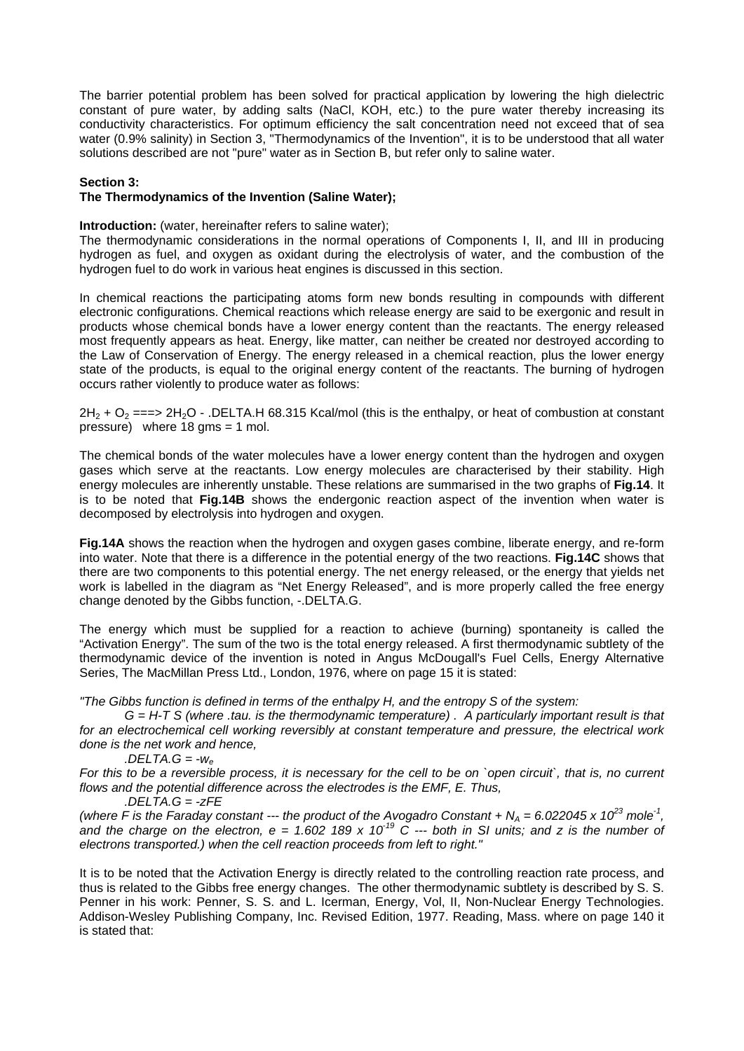The barrier potential problem has been solved for practical application by lowering the high dielectric constant of pure water, by adding salts (NaCl, KOH, etc.) to the pure water thereby increasing its conductivity characteristics. For optimum efficiency the salt concentration need not exceed that of sea water (0.9% salinity) in Section 3, "Thermodynamics of the Invention", it is to be understood that all water solutions described are not "pure" water as in Section B, but refer only to saline water.

**Section 3:**
**The Thermodynamics of the Invention (Saline Water);**

**Introduction:** (water, hereinafter refers to saline water);
The thermodynamic considerations in the normal operations of Components I, II, and III in producing hydrogen as fuel, and oxygen as oxidant during the electrolysis of water, and the combustion of the hydrogen fuel to do work in various heat engines is discussed in this section.

In chemical reactions the participating atoms form new bonds resulting in compounds with different electronic configurations. Chemical reactions which release energy are said to be exergonic and result in products whose chemical bonds have a lower energy content than the reactants. The energy released most frequently appears as heat. Energy, like matter, can neither be created nor destroyed according to the Law of Conservation of Energy. The energy released in a chemical reaction, plus the lower energy state of the products, is equal to the original energy content of the reactants. The burning of hydrogen occurs rather violently to produce water as follows:

$2H_2 + O_2$ ===> $2H_2O$ - .DELTA.H 68.315 Kcal/mol (this is the enthalpy, or heat of combustion at constant pressure) where 18 gms = 1 mol.

The chemical bonds of the water molecules have a lower energy content than the hydrogen and oxygen gases which serve at the reactants. Low energy molecules are characterised by their stability. High energy molecules are inherently unstable. These relations are summarised in the two graphs of **Fig.14**. It is to be noted that **Fig.14B** shows the endergonic reaction aspect of the invention when water is decomposed by electrolysis into hydrogen and oxygen.

**Fig.14A** shows the reaction when the hydrogen and oxygen gases combine, liberate energy, and re-form into water. Note that there is a difference in the potential energy of the two reactions. **Fig.14C** shows that there are two components to this potential energy. The net energy released, or the energy that yields net work is labelled in the diagram as "Net Energy Released", and is more properly called the free energy change denoted by the Gibbs function, -.DELTA.G.

The energy which must be supplied for a reaction to achieve (burning) spontaneity is called the "Activation Energy". The sum of the two is the total energy released. A first thermodynamic subtlety of the thermodynamic device of the invention is noted in Angus McDougall's Fuel Cells, Energy Alternative Series, The MacMillan Press Ltd., London, 1976, where on page 15 it is stated:

*"The Gibbs function is defined in terms of the enthalpy H, and the entropy S of the system:*

*G = H-T S (where .tau. is the thermodynamic temperature) . A particularly important result is that for an electrochemical cell working reversibly at constant temperature and pressure, the electrical work done is the net work and hence,*

*.DELTA.G = $-w_e$*

*For this to be a reversible process, it is necessary for the cell to be on `open circuit`, that is, no current flows and the potential difference across the electrodes is the EMF, E. Thus,*

*.DELTA.G = -zFE*

*(where F is the Faraday constant --- the product of the Avogadro Constant + $N_A = 6.022045 \times 10^{23}$ mole$^{-1}$, and the charge on the electron, $e = 1.602\ 189 \times 10^{-19}$ C --- both in SI units; and z is the number of electrons transported.) when the cell reaction proceeds from left to right."*

It is to be noted that the Activation Energy is directly related to the controlling reaction rate process, and thus is related to the Gibbs free energy changes. The other thermodynamic subtlety is described by S. S. Penner in his work: Penner, S. S. and L. Icerman, Energy, Vol, II, Non-Nuclear Energy Technologies. Addison-Wesley Publishing Company, Inc. Revised Edition, 1977. Reading, Mass. where on page 140 it is stated that: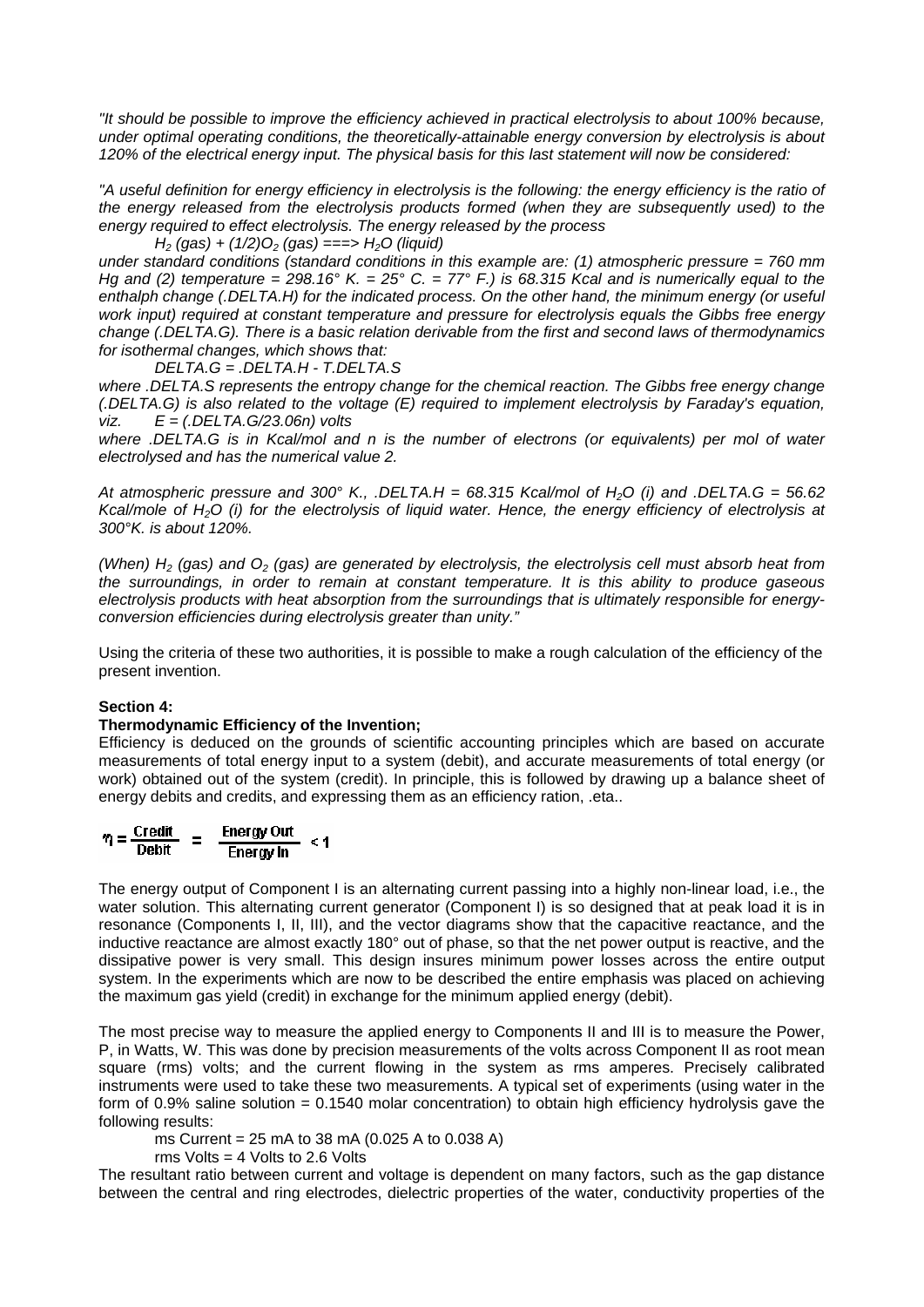*"It should be possible to improve the efficiency achieved in practical electrolysis to about 100% because, under optimal operating conditions, the theoretically-attainable energy conversion by electrolysis is about 120% of the electrical energy input. The physical basis for this last statement will now be considered:*

*"A useful definition for energy efficiency in electrolysis is the following: the energy efficiency is the ratio of the energy released from the electrolysis products formed (when they are subsequently used) to the energy required to effect electrolysis. The energy released by the process*

*$H_2$ (gas) + (1/2)$O_2$ (gas) ===> $H_2O$ (liquid)*

*under standard conditions (standard conditions in this example are: (1) atmospheric pressure = 760 mm Hg and (2) temperature = 298.16° K. = 25° C. = 77° F.) is 68.315 Kcal and is numerically equal to the enthalph change (.DELTA.H) for the indicated process. On the other hand, the minimum energy (or useful work input) required at constant temperature and pressure for electrolysis equals the Gibbs free energy change (.DELTA.G). There is a basic relation derivable from the first and second laws of thermodynamics for isothermal changes, which shows that:*

*DELTA.G = .DELTA.H - T.DELTA.S*

*where .DELTA.S represents the entropy change for the chemical reaction. The Gibbs free energy change (.DELTA.G) is also related to the voltage (E) required to implement electrolysis by Faraday's equation, viz. E = (.DELTA.G/23.06n) volts*

*where .DELTA.G is in Kcal/mol and n is the number of electrons (or equivalents) per mol of water electrolysed and has the numerical value 2.*

*At atmospheric pressure and 300° K., .DELTA.H = 68.315 Kcal/mol of $H_2O$ (i) and .DELTA.G = 56.62 Kcal/mole of $H_2O$ (i) for the electrolysis of liquid water. Hence, the energy efficiency of electrolysis at 300°K. is about 120%.*

*(When) $H_2$ (gas) and $O_2$ (gas) are generated by electrolysis, the electrolysis cell must absorb heat from the surroundings, in order to remain at constant temperature. It is this ability to produce gaseous electrolysis products with heat absorption from the surroundings that is ultimately responsible for energy-conversion efficiencies during electrolysis greater than unity."*

Using the criteria of these two authorities, it is possible to make a rough calculation of the efficiency of the present invention.

**Section 4:**

**Thermodynamic Efficiency of the Invention;**

Efficiency is deduced on the grounds of scientific accounting principles which are based on accurate measurements of total energy input to a system (debit), and accurate measurements of total energy (or work) obtained out of the system (credit). In principle, this is followed by drawing up a balance sheet of energy debits and credits, and expressing them as an efficiency ration, .eta..

$$\eta = \frac{\text{Credit}}{\text{Debit}} = \frac{\text{Energy Out}}{\text{Energy In}} < 1$$

The energy output of Component I is an alternating current passing into a highly non-linear load, i.e., the water solution. This alternating current generator (Component I) is so designed that at peak load it is in resonance (Components I, II, III), and the vector diagrams show that the capacitive reactance, and the inductive reactance are almost exactly 180° out of phase, so that the net power output is reactive, and the dissipative power is very small. This design insures minimum power losses across the entire output system. In the experiments which are now to be described the entire emphasis was placed on achieving the maximum gas yield (credit) in exchange for the minimum applied energy (debit).

The most precise way to measure the applied energy to Components II and III is to measure the Power, P, in Watts, W. This was done by precision measurements of the volts across Component II as root mean square (rms) volts; and the current flowing in the system as rms amperes. Precisely calibrated instruments were used to take these two measurements. A typical set of experiments (using water in the form of 0.9% saline solution = 0.1540 molar concentration) to obtain high efficiency hydrolysis gave the following results:

ms Current = 25 mA to 38 mA (0.025 A to 0.038 A)

rms Volts = 4 Volts to 2.6 Volts

The resultant ratio between current and voltage is dependent on many factors, such as the gap distance between the central and ring electrodes, dielectric properties of the water, conductivity properties of the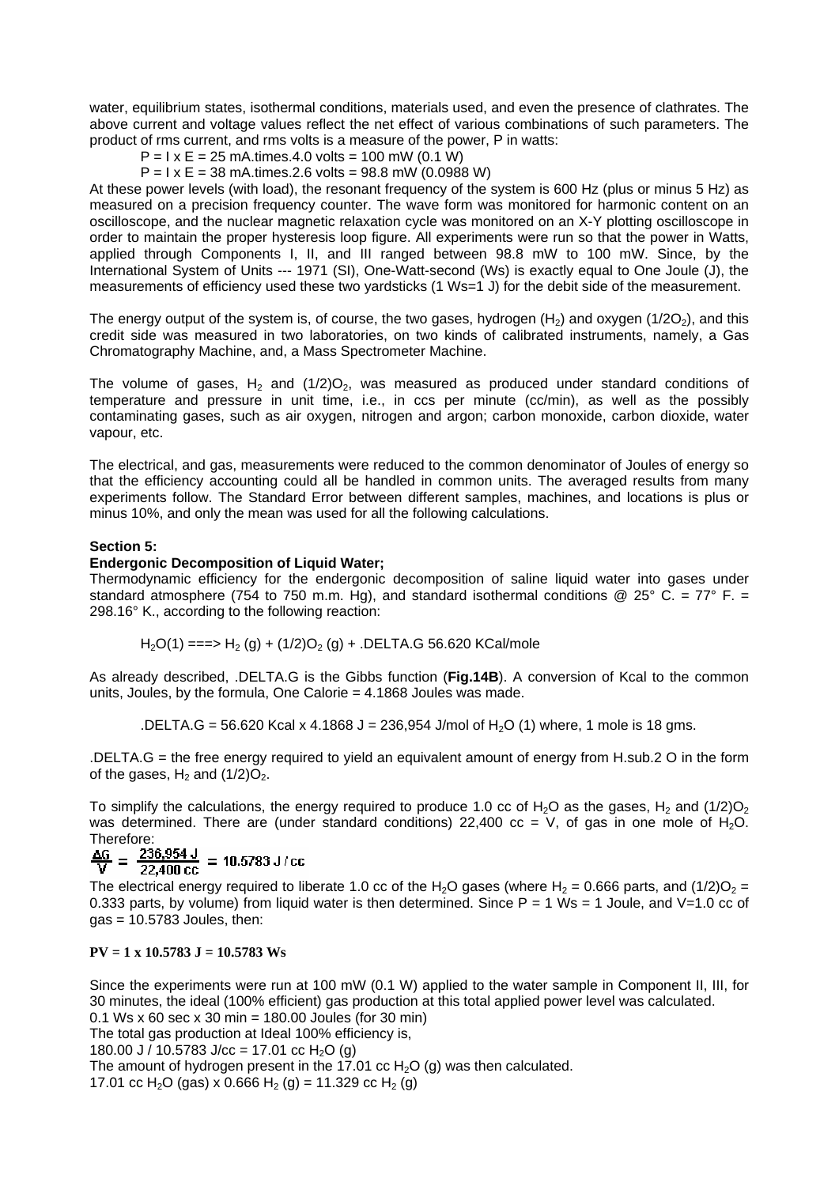water, equilibrium states, isothermal conditions, materials used, and even the presence of clathrates. The above current and voltage values reflect the net effect of various combinations of such parameters. The product of rms current, and rms volts is a measure of the power, P in watts:

$P = I \times E = 25$ mA.times.4.0 volts = 100 mW (0.1 W)

$P = I \times E = 38$ mA.times.2.6 volts = 98.8 mW (0.0988 W)

At these power levels (with load), the resonant frequency of the system is 600 Hz (plus or minus 5 Hz) as measured on a precision frequency counter. The wave form was monitored for harmonic content on an oscilloscope, and the nuclear magnetic relaxation cycle was monitored on an X-Y plotting oscilloscope in order to maintain the proper hysteresis loop figure. All experiments were run so that the power in Watts, applied through Components I, II, and III ranged between 98.8 mW to 100 mW. Since, by the International System of Units --- 1971 (SI), One-Watt-second (Ws) is exactly equal to One Joule (J), the measurements of efficiency used these two yardsticks (1 Ws=1 J) for the debit side of the measurement.

The energy output of the system is, of course, the two gases, hydrogen ($H_2$) and oxygen ($1/2O_2$), and this credit side was measured in two laboratories, on two kinds of calibrated instruments, namely, a Gas Chromatography Machine, and, a Mass Spectrometer Machine.

The volume of gases, $H_2$ and $(1/2)O_2$, was measured as produced under standard conditions of temperature and pressure in unit time, i.e., in ccs per minute (cc/min), as well as the possibly contaminating gases, such as air oxygen, nitrogen and argon; carbon monoxide, carbon dioxide, water vapour, etc.

The electrical, and gas, measurements were reduced to the common denominator of Joules of energy so that the efficiency accounting could all be handled in common units. The averaged results from many experiments follow. The Standard Error between different samples, machines, and locations is plus or minus 10%, and only the mean was used for all the following calculations.

**Section 5:**

**Endergonic Decomposition of Liquid Water;**

Thermodynamic efficiency for the endergonic decomposition of saline liquid water into gases under standard atmosphere (754 to 750 m.m. Hg), and standard isothermal conditions @ 25° C. = 77° F. = 298.16° K., according to the following reaction:

$H_2O(1)$ ===> $H_2$ (g) + $(1/2)O_2$ (g) + .DELTA.G 56.620 KCal/mole

As already described, .DELTA.G is the Gibbs function (**Fig.14B**). A conversion of Kcal to the common units, Joules, by the formula, One Calorie = 4.1868 Joules was made.

.DELTA.G = 56.620 Kcal x 4.1868 J = 236,954 J/mol of $H_2O$ (1) where, 1 mole is 18 gms.

.DELTA.G = the free energy required to yield an equivalent amount of energy from H.sub.2 O in the form of the gases, $H_2$ and $(1/2)O_2$.

To simplify the calculations, the energy required to produce 1.0 cc of $H_2O$ as the gases, $H_2$ and $(1/2)O_2$ was determined. There are (under standard conditions) 22,400 cc = V, of gas in one mole of $H_2O$. Therefore:

$$\frac{\Delta G}{V} = \frac{236{,}954\ J}{22{,}400\ cc} = 10.5783\ J/cc$$

The electrical energy required to liberate 1.0 cc of the $H_2O$ gases (where $H_2$ = 0.666 parts, and $(1/2)O_2$ = 0.333 parts, by volume) from liquid water is then determined. Since P = 1 Ws = 1 Joule, and V=1.0 cc of gas = 10.5783 Joules, then:

**PV = 1 x 10.5783 J = 10.5783 Ws**

Since the experiments were run at 100 mW (0.1 W) applied to the water sample in Component II, III, for 30 minutes, the ideal (100% efficient) gas production at this total applied power level was calculated.

0.1 Ws x 60 sec x 30 min = 180.00 Joules (for 30 min)

The total gas production at Ideal 100% efficiency is,

180.00 J / 10.5783 J/cc = 17.01 cc $H_2O$ (g)

The amount of hydrogen present in the 17.01 cc $H_2O$ (g) was then calculated.

17.01 cc $H_2O$ (gas) x 0.666 $H_2$ (g) = 11.329 cc $H_2$ (g)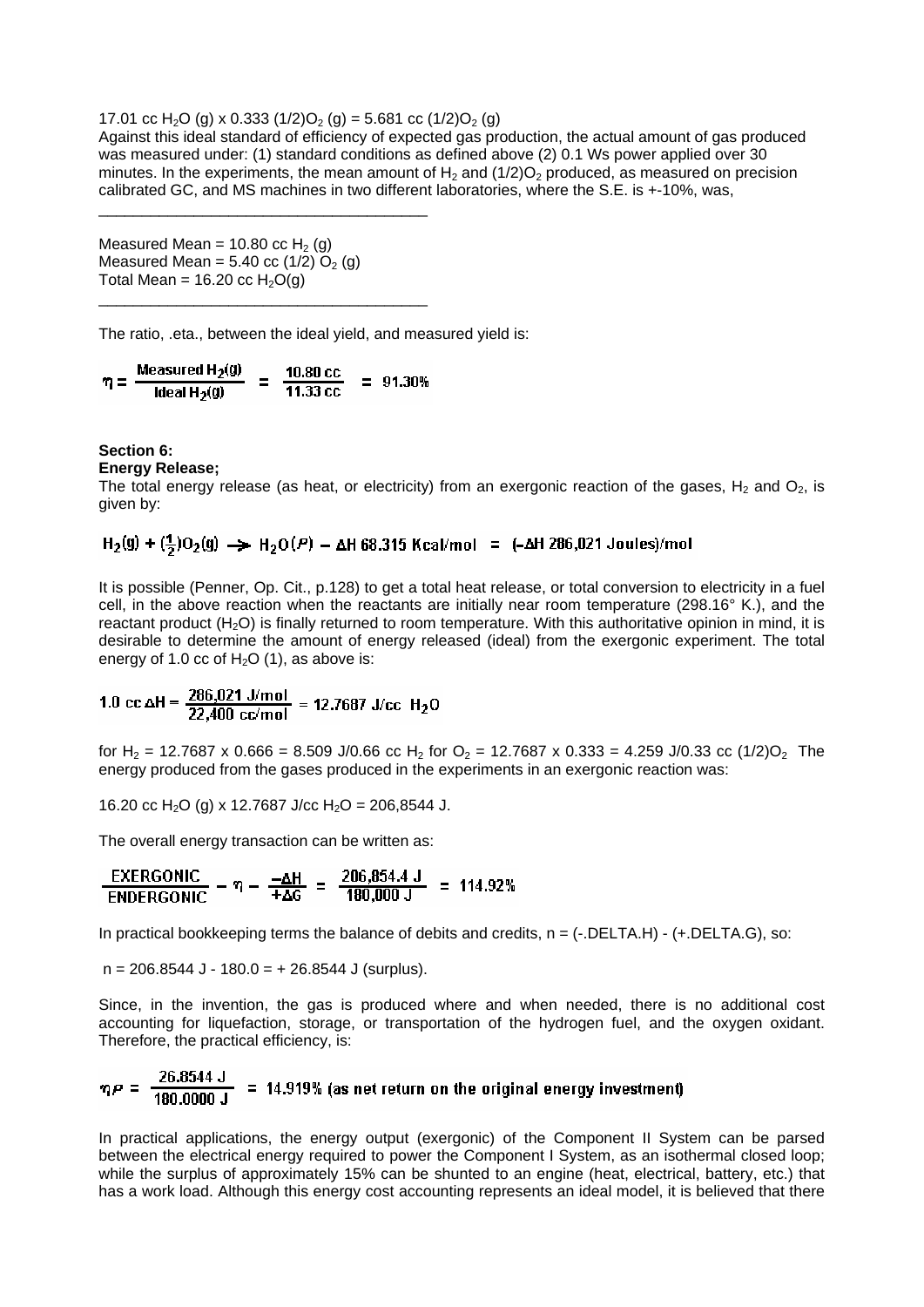17.01 cc $H_2O$ (g) x 0.333 (1/2)$O_2$ (g) = 5.681 cc (1/2)$O_2$ (g)

Against this ideal standard of efficiency of expected gas production, the actual amount of gas produced was measured under: (1) standard conditions as defined above (2) 0.1 Ws power applied over 30 minutes. In the experiments, the mean amount of $H_2$ and (1/2)$O_2$ produced, as measured on precision calibrated GC, and MS machines in two different laboratories, where the S.E. is +-10%, was,

---

Measured Mean = 10.80 cc $H_2$ (g)
Measured Mean = 5.40 cc (1/2) $O_2$ (g)
Total Mean = 16.20 cc $H_2O$(g)

---

The ratio, .eta., between the ideal yield, and measured yield is:

$$\eta = \frac{\text{Measured } H_2(g)}{\text{Ideal } H_2(g)} = \frac{10.80 \text{ cc}}{11.33 \text{ cc}} = 91.30\%$$

**Section 6:**
**Energy Release;**

The total energy release (as heat, or electricity) from an exergonic reaction of the gases, $H_2$ and $O_2$, is given by:

$$H_2(g) + (\tfrac{1}{2})O_2(g) \rightarrow H_2O(\ell) - \Delta H \; 68.315 \text{ Kcal/mol} = (-\Delta H \; 286{,}021 \text{ Joules})\text{/mol}$$

It is possible (Penner, Op. Cit., p.128) to get a total heat release, or total conversion to electricity in a fuel cell, in the above reaction when the reactants are initially near room temperature (298.16° K.), and the reactant product ($H_2O$) is finally returned to room temperature. With this authoritative opinion in mind, it is desirable to determine the amount of energy released (ideal) from the exergonic experiment. The total energy of 1.0 cc of $H_2O$ (1), as above is:

$$1.0 \text{ cc } \Delta H = \frac{286{,}021 \text{ J/mol}}{22{,}400 \text{ cc/mol}} = 12.7687 \text{ J/cc } H_2O$$

for $H_2$ = 12.7687 x 0.666 = 8.509 J/0.66 cc $H_2$ for $O_2$ = 12.7687 x 0.333 = 4.259 J/0.33 cc (1/2)$O_2$ The energy produced from the gases produced in the experiments in an exergonic reaction was:

16.20 cc $H_2O$ (g) x 12.7687 J/cc $H_2O$ = 206,8544 J.

The overall energy transaction can be written as:

$$\frac{\text{EXERGONIC}}{\text{ENDERGONIC}} - \eta - \frac{-\Delta H}{+\Delta G} = \frac{206{,}854.4 \text{ J}}{180{,}000 \text{ J}} = 114.92\%$$

In practical bookkeeping terms the balance of debits and credits, n = (-.DELTA.H) - (+.DELTA.G), so:

n = 206.8544 J - 180.0 = + 26.8544 J (surplus).

Since, in the invention, the gas is produced where and when needed, there is no additional cost accounting for liquefaction, storage, or transportation of the hydrogen fuel, and the oxygen oxidant. Therefore, the practical efficiency, is:

$$\eta_P = \frac{26.8544 \text{ J}}{180.0000 \text{ J}} = 14.919\% \text{ (as net return on the original energy investment)}$$

In practical applications, the energy output (exergonic) of the Component II System can be parsed between the electrical energy required to power the Component I System, as an isothermal closed loop; while the surplus of approximately 15% can be shunted to an engine (heat, electrical, battery, etc.) that has a work load. Although this energy cost accounting represents an ideal model, it is believed that there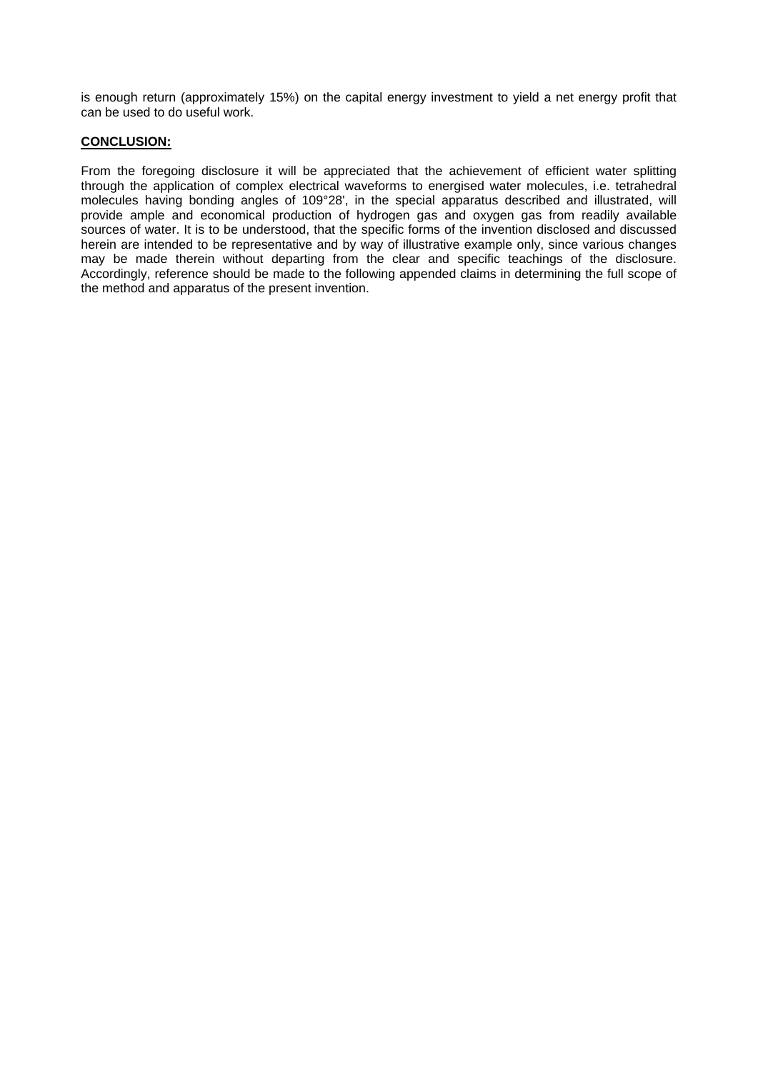is enough return (approximately 15%) on the capital energy investment to yield a net energy profit that can be used to do useful work.

**CONCLUSION:**

From the foregoing disclosure it will be appreciated that the achievement of efficient water splitting through the application of complex electrical waveforms to energised water molecules, i.e. tetrahedral molecules having bonding angles of 109°28', in the special apparatus described and illustrated, will provide ample and economical production of hydrogen gas and oxygen gas from readily available sources of water. It is to be understood, that the specific forms of the invention disclosed and discussed herein are intended to be representative and by way of illustrative example only, since various changes may be made therein without departing from the clear and specific teachings of the disclosure. Accordingly, reference should be made to the following appended claims in determining the full scope of the method and apparatus of the present invention.